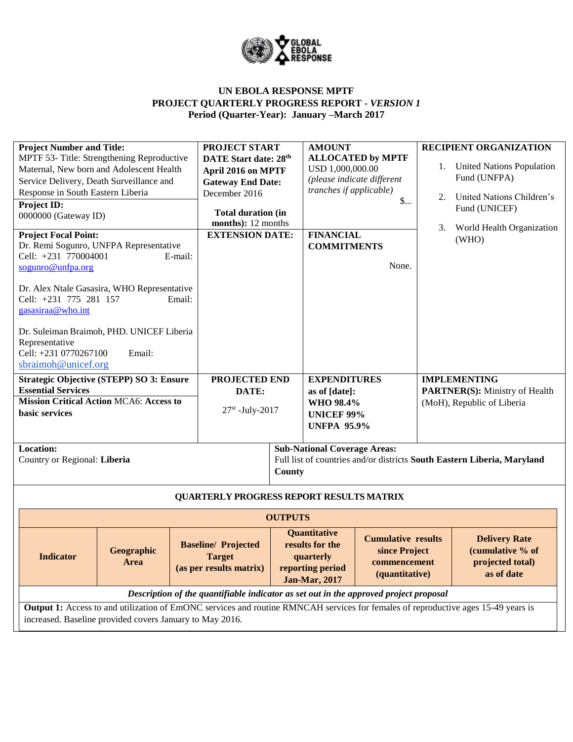**UN EBOLA RESPONSE MPTF**
**PROJECT QUARTERLY PROGRESS REPORT - *VERSION 1***
**Period (Quarter-Year): January –March 2017**

| **Project Number and Title:** MPTF 53- Title: Strengthening Reproductive Maternal, New born and Adolescent Health Service Delivery, Death Surveillance and Response in South Eastern Liberia<br>**Project ID:** 0000000 (Gateway ID) | **PROJECT START DATE Start date: 28th April 2016 on MPTF Gateway End Date:** December 2016<br>**Total duration (in months):** 12 months | **AMOUNT ALLOCATED by MPTF** USD 1,000,000.00 *(please indicate different tranches if applicable)* $... | **RECIPIENT ORGANIZATION**<br>1. United Nations Population Fund (UNFPA)<br>2. United Nations Children's Fund (UNICEF)<br>3. World Health Organization (WHO) |
|---|---|---|---|
| **Project Focal Point:** Dr. Remi Sogunro, UNFPA Representative Cell: +231 770004001 E-mail: sogunro@unfpa.org<br>Dr. Alex Ntale Gasasira, WHO Representative Cell: +231 775 281 157 Email: gasasiraa@who.int<br>Dr. Suleiman Braimoh, PHD. UNICEF Liberia Representative Cell: +231 0770267100 Email: sbraimoh@unicef.org | **EXTENSION DATE:** | **FINANCIAL COMMITMENTS** None. | |
| **Strategic Objective (STEPP) SO 3: Ensure Essential Services**<br>**Mission Critical Action** MCA6: **Access to basic services** | **PROJECTED END DATE:** 27st -July-2017 | **EXPENDITURES as of [date]: WHO 98.4% UNICEF 99% UNFPA 95.9%** | **IMPLEMENTING PARTNER(S):** Ministry of Health (MoH), Republic of Liberia |

| **Location:** Country or Regional: **Liberia** | **Sub-National Coverage Areas:** Full list of countries and/or districts **South Eastern Liberia, Maryland County** |
|---|---|

**QUARTERLY PROGRESS REPORT RESULTS MATRIX**

| **OUTPUTS** | | | | | |
|---|---|---|---|---|---|
| **Indicator** | **Geographic Area** | **Baseline/ Projected Target (as per results matrix)** | **Quantitative results for the quarterly reporting period Jan-Mar, 2017** | **Cumulative results since Project commencement (quantitative)** | **Delivery Rate (cumulative % of projected total) as of date** |
| ***Description of the quantifiable indicator as set out in the approved project proposal*** | | | | | |
| **Output 1:** Access to and utilization of EmONC services and routine RMNCAH services for females of reproductive ages 15-49 years is increased. Baseline provided covers January to May 2016. | | | | | |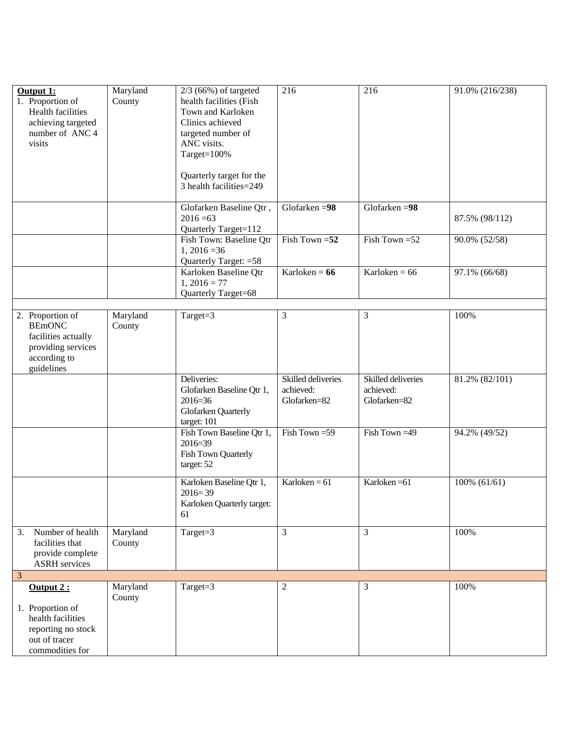| | | | | | |
|---|---|---|---|---|---|
| **Output 1:**<br>1. Proportion of Health facilities achieving targeted number of ANC 4 visits | Maryland County | 2/3 (66%) of targeted health facilities (Fish Town and Karloken Clinics achieved targeted number of ANC visits.<br>Target=100%<br><br>Quarterly target for the 3 health facilities=249 | 216 | 216 | 91.0% (216/238) |
| | | Glofarken Baseline Qtr , 2016 =63<br>Quarterly Target=112 | Glofarken =**98** | Glofarken =**98** | 87.5% (98/112) |
| | | Fish Town: Baseline Qtr 1, 2016 =36<br>Quarterly Target: =58 | Fish Town =**52** | Fish Town =52 | 90.0% (52/58) |
| | | Karloken Baseline Qtr 1, 2016 = 77<br>Quarterly Target=68 | Karloken = **66** | Karloken = 66 | 97.1% (66/68) |
| | | | | | |
| 2. Proportion of BEmONC facilities actually providing services according to guidelines | Maryland County | Target=3 | 3 | 3 | 100% |
| | | Deliveries:<br>Glofarken Baseline Qtr 1, 2016=36<br>Glofarken Quarterly target: 101 | Skilled deliveries achieved:<br>Glofarken=82 | Skilled deliveries achieved:<br>Glofarken=82 | 81.2% (82/101) |
| | | Fish Town Baseline Qtr 1, 2016=39<br>Fish Town Quarterly target: 52 | Fish Town =59 | Fish Town =49 | 94.2% (49/52) |
| | | Karloken Baseline Qtr 1, 2016= 39<br>Karloken Quarterly target: 61 | Karloken = 61 | Karloken =61 | 100% (61/61) |
| 3. Number of health facilities that provide complete ASRH services | Maryland County | Target=3 | 3 | 3 | 100% |
| 3 | | | | | |
| **Output 2 :**<br><br>1. Proportion of health facilities reporting no stock out of tracer commodities for | Maryland County | Target=3 | 2 | 3 | 100% |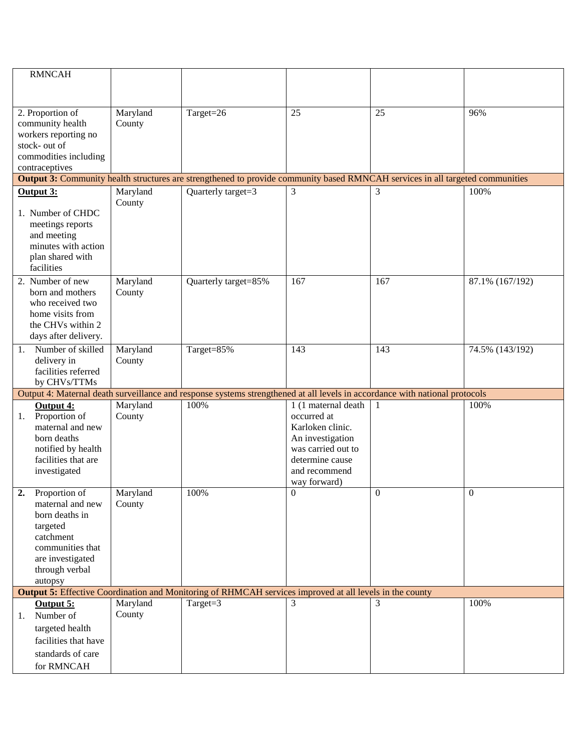| | | | | | |
|---|---|---|---|---|---|
| RMNCAH | | | | | |
| 2. Proportion of community health workers reporting no stock- out of commodities including contraceptives | Maryland County | Target=26 | 25 | 25 | 96% |
| **Output 3:** Community health structures are strengthened to provide community based RMNCAH services in all targeted communities | | | | | |
| **Output 3:** 1. Number of CHDC meetings reports and meeting minutes with action plan shared with facilities | Maryland County | Quarterly target=3 | 3 | 3 | 100% |
| 2. Number of new born and mothers who received two home visits from the CHVs within 2 days after delivery. | Maryland County | Quarterly target=85% | 167 | 167 | 87.1% (167/192) |
| 1. Number of skilled delivery in facilities referred by CHVs/TTMs | Maryland County | Target=85% | 143 | 143 | 74.5% (143/192) |
| Output 4: Maternal death surveillance and response systems strengthened at all levels in accordance with national protocols | | | | | |
| **Output 4:** 1. Proportion of maternal and new born deaths notified by health facilities that are investigated | Maryland County | 100% | 1 (1 maternal death occurred at Karloken clinic. An investigation was carried out to determine cause and recommend way forward) | 1 | 100% |
| **2.** Proportion of maternal and new born deaths in targeted catchment communities that are investigated through verbal autopsy | Maryland County | 100% | 0 | 0 | 0 |
| **Output 5:** Effective Coordination and Monitoring of RHMCAH services improved at all levels in the county | | | | | |
| **Output 5:** 1. Number of targeted health facilities that have standards of care for RMNCAH | Maryland County | Target=3 | 3 | 3 | 100% |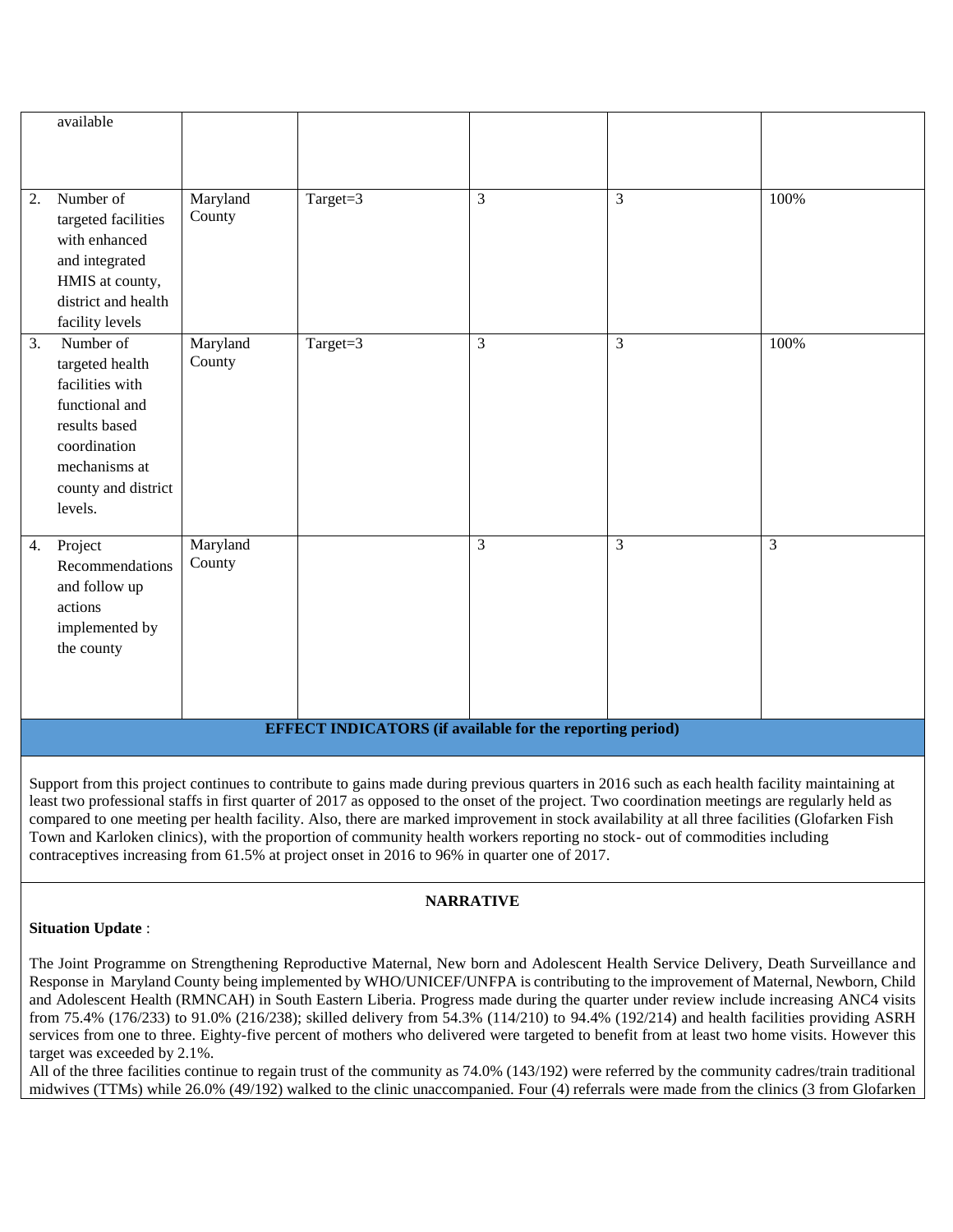| | | | | | |
|---|---|---|---|---|---|
| available | | | | | |
| 2. Number of targeted facilities with enhanced and integrated HMIS at county, district and health facility levels | Maryland County | Target=3 | 3 | 3 | 100% |
| 3. Number of targeted health facilities with functional and results based coordination mechanisms at county and district levels. | Maryland County | Target=3 | 3 | 3 | 100% |
| 4. Project Recommendations and follow up actions implemented by the county | Maryland County | | 3 | 3 | 3 |

**EFFECT INDICATORS (if available for the reporting period)**

Support from this project continues to contribute to gains made during previous quarters in 2016 such as each health facility maintaining at least two professional staffs in first quarter of 2017 as opposed to the onset of the project. Two coordination meetings are regularly held as compared to one meeting per health facility. Also, there are marked improvement in stock availability at all three facilities (Glofarken Fish Town and Karloken clinics), with the proportion of community health workers reporting no stock- out of commodities including contraceptives increasing from 61.5% at project onset in 2016 to 96% in quarter one of 2017.

**NARRATIVE**

**Situation Update** :

The Joint Programme on Strengthening Reproductive Maternal, New born and Adolescent Health Service Delivery, Death Surveillance and Response in Maryland County being implemented by WHO/UNICEF/UNFPA is contributing to the improvement of Maternal, Newborn, Child and Adolescent Health (RMNCAH) in South Eastern Liberia. Progress made during the quarter under review include increasing ANC4 visits from 75.4% (176/233) to 91.0% (216/238); skilled delivery from 54.3% (114/210) to 94.4% (192/214) and health facilities providing ASRH services from one to three. Eighty-five percent of mothers who delivered were targeted to benefit from at least two home visits. However this target was exceeded by 2.1%.

All of the three facilities continue to regain trust of the community as 74.0% (143/192) were referred by the community cadres/train traditional midwives (TTMs) while 26.0% (49/192) walked to the clinic unaccompanied. Four (4) referrals were made from the clinics (3 from Glofarken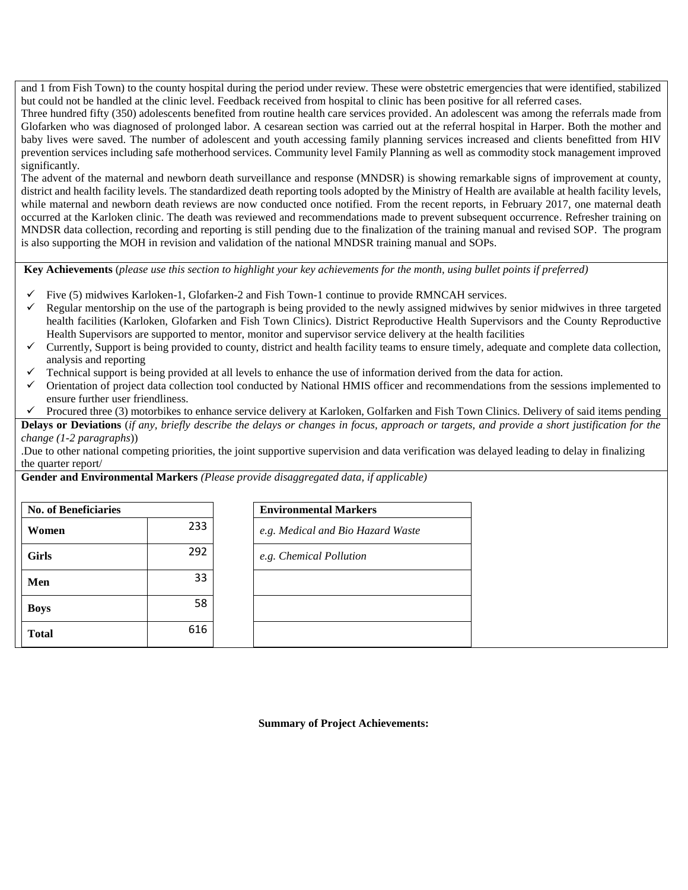and 1 from Fish Town) to the county hospital during the period under review. These were obstetric emergencies that were identified, stabilized but could not be handled at the clinic level. Feedback received from hospital to clinic has been positive for all referred cases.

Three hundred fifty (350) adolescents benefited from routine health care services provided. An adolescent was among the referrals made from Glofarken who was diagnosed of prolonged labor. A cesarean section was carried out at the referral hospital in Harper. Both the mother and baby lives were saved. The number of adolescent and youth accessing family planning services increased and clients benefitted from HIV prevention services including safe motherhood services. Community level Family Planning as well as commodity stock management improved significantly.

The advent of the maternal and newborn death surveillance and response (MNDSR) is showing remarkable signs of improvement at county, district and health facility levels. The standardized death reporting tools adopted by the Ministry of Health are available at health facility levels, while maternal and newborn death reviews are now conducted once notified. From the recent reports, in February 2017, one maternal death occurred at the Karloken clinic. The death was reviewed and recommendations made to prevent subsequent occurrence. Refresher training on MNDSR data collection, recording and reporting is still pending due to the finalization of the training manual and revised SOP. The program is also supporting the MOH in revision and validation of the national MNDSR training manual and SOPs.

**Key Achievements** (*please use this section to highlight your key achievements for the month, using bullet points if preferred)*

- ✓ Five (5) midwives Karloken-1, Glofarken-2 and Fish Town-1 continue to provide RMNCAH services.
- ✓ Regular mentorship on the use of the partograph is being provided to the newly assigned midwives by senior midwives in three targeted health facilities (Karloken, Glofarken and Fish Town Clinics). District Reproductive Health Supervisors and the County Reproductive Health Supervisors are supported to mentor, monitor and supervisor service delivery at the health facilities
- ✓ Currently, Support is being provided to county, district and health facility teams to ensure timely, adequate and complete data collection, analysis and reporting
- ✓ Technical support is being provided at all levels to enhance the use of information derived from the data for action.
- ✓ Orientation of project data collection tool conducted by National HMIS officer and recommendations from the sessions implemented to ensure further user friendliness.
- ✓ Procured three (3) motorbikes to enhance service delivery at Karloken, Golfarken and Fish Town Clinics. Delivery of said items pending

**Delays or Deviations** (*if any, briefly describe the delays or changes in focus, approach or targets, and provide a short justification for the change (1-2 paragraphs*))

.Due to other national competing priorities, the joint supportive supervision and data verification was delayed leading to delay in finalizing the quarter report/

**Gender and Environmental Markers** *(Please provide disaggregated data, if applicable)*

| No. of Beneficiaries | |
|---|---|
| **Women** | 233 |
| **Girls** | 292 |
| **Men** | 33 |
| **Boys** | 58 |
| **Total** | 616 |

| Environmental Markers |
|---|
| *e.g. Medical and Bio Hazard Waste* |
| *e.g. Chemical Pollution* |
| |
| |
| |

**Summary of Project Achievements:**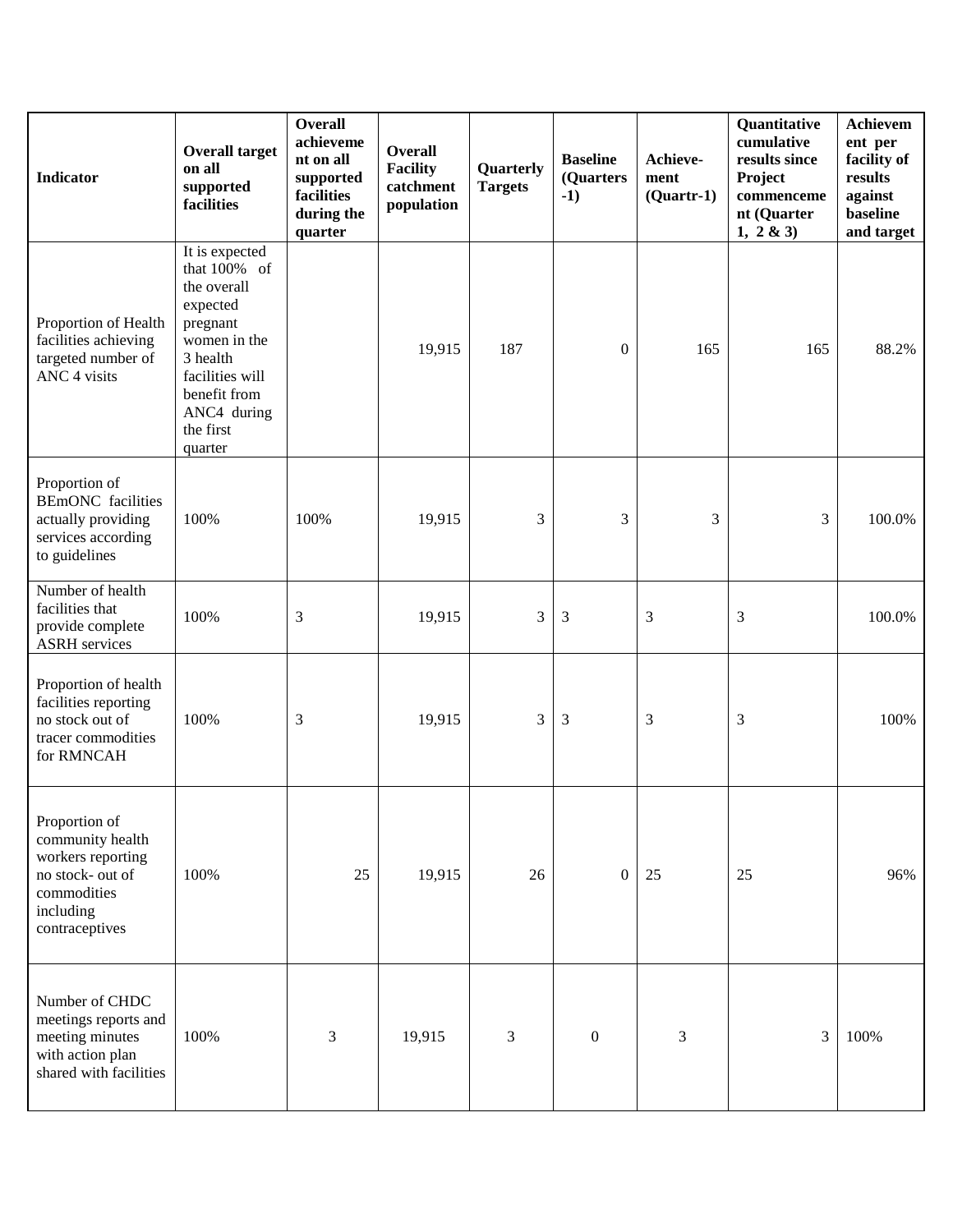| Indicator | Overall target on all supported facilities | Overall achievement on all supported facilities during the quarter | Overall Facility catchment population | Quarterly Targets | Baseline (Quarters -1) | Achieve-ment (Quartr-1) | Quantitative cumulative results since Project commencement (Quarter 1, 2 & 3) | Achievement per facility of results against baseline and target |
|---|---|---|---|---|---|---|---|---|
| Proportion of Health facilities achieving targeted number of ANC 4 visits | It is expected that 100% of the overall expected pregnant women in the 3 health facilities will benefit from ANC4 during the first quarter | | 19,915 | 187 | 0 | 165 | 165 | 88.2% |
| Proportion of BEmONC facilities actually providing services according to guidelines | 100% | 100% | 19,915 | 3 | 3 | 3 | 3 | 100.0% |
| Number of health facilities that provide complete ASRH services | 100% | 3 | 19,915 | 3 | 3 | 3 | 3 | 100.0% |
| Proportion of health facilities reporting no stock out of tracer commodities for RMNCAH | 100% | 3 | 19,915 | 3 | 3 | 3 | 3 | 100% |
| Proportion of community health workers reporting no stock- out of commodities including contraceptives | 100% | 25 | 19,915 | 26 | 0 | 25 | 25 | 96% |
| Number of CHDC meetings reports and meeting minutes with action plan shared with facilities | 100% | 3 | 19,915 | 3 | 0 | 3 | 3 | 100% |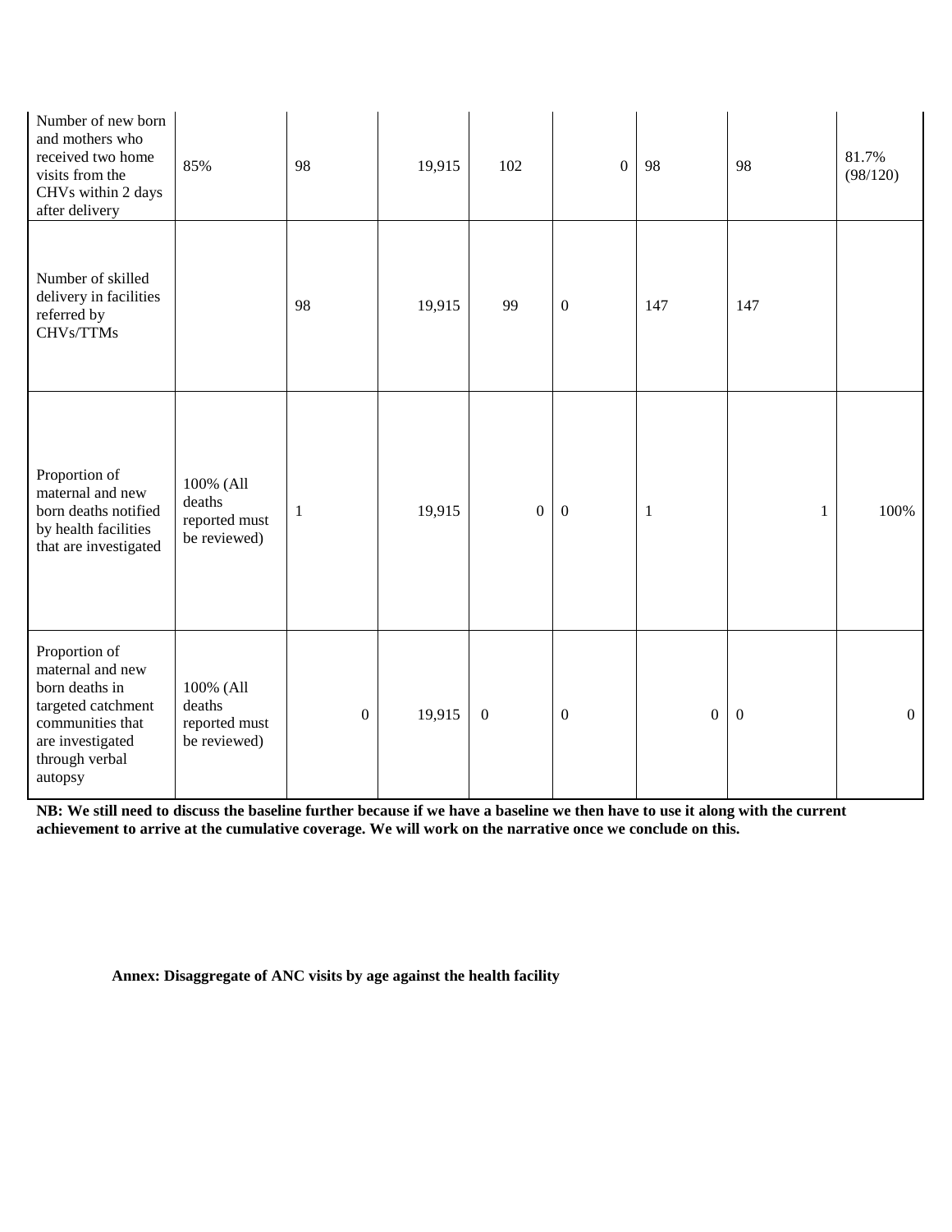| Number of new born and mothers who received two home visits from the CHVs within 2 days after delivery | 85% | 98 | 19,915 | 102 | 0 | 98 | 98 | 81.7% (98/120) |
|---|---|---|---|---|---|---|---|---|
| Number of skilled delivery in facilities referred by CHVs/TTMs | | 98 | 19,915 | 99 | 0 | 147 | 147 | |
| Proportion of maternal and new born deaths notified by health facilities that are investigated | 100% (All deaths reported must be reviewed) | 1 | 19,915 | 0 | 0 | 1 | 1 | 100% |
| Proportion of maternal and new born deaths in targeted catchment communities that are investigated through verbal autopsy | 100% (All deaths reported must be reviewed) | 0 | 19,915 | 0 | 0 | 0 | 0 | 0 |

**NB: We still need to discuss the baseline further because if we have a baseline we then have to use it along with the current achievement to arrive at the cumulative coverage. We will work on the narrative once we conclude on this.**

**Annex: Disaggregate of ANC visits by age against the health facility**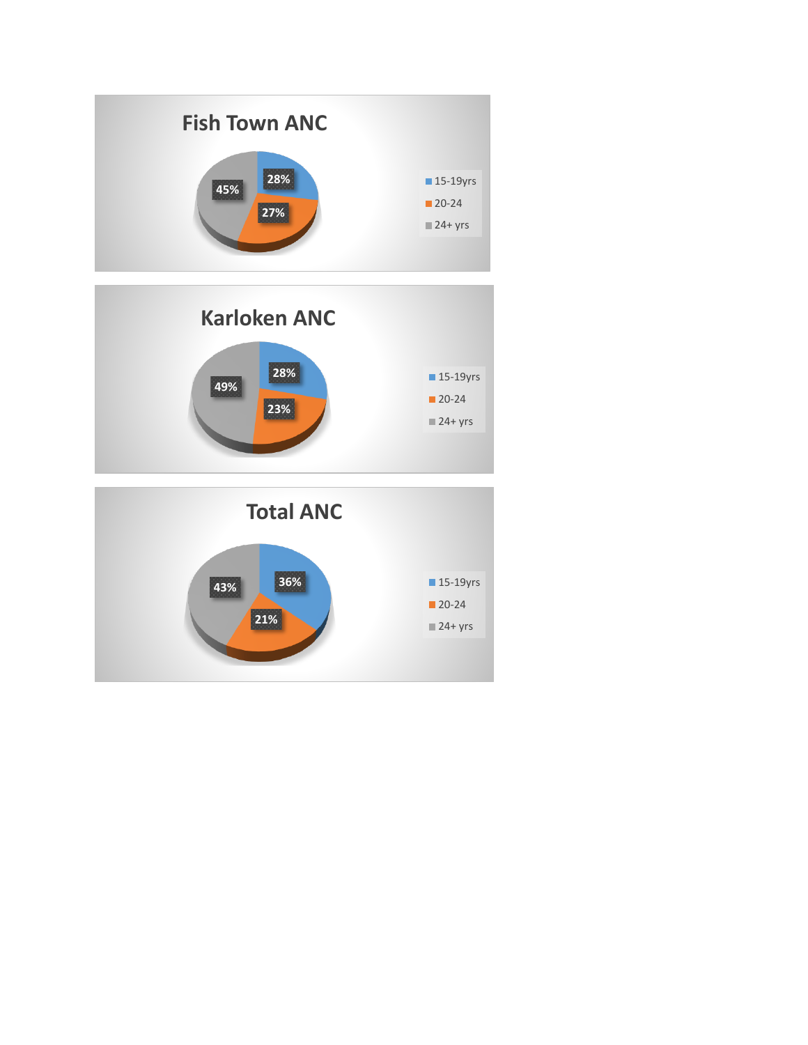Fish Town ANC

28%
27%
45%

15-19yrs
20-24
24+ yrs

Karloken ANC

28%
23%
49%

15-19yrs
20-24
24+ yrs

Total ANC

36%
21%
43%

15-19yrs
20-24
24+ yrs